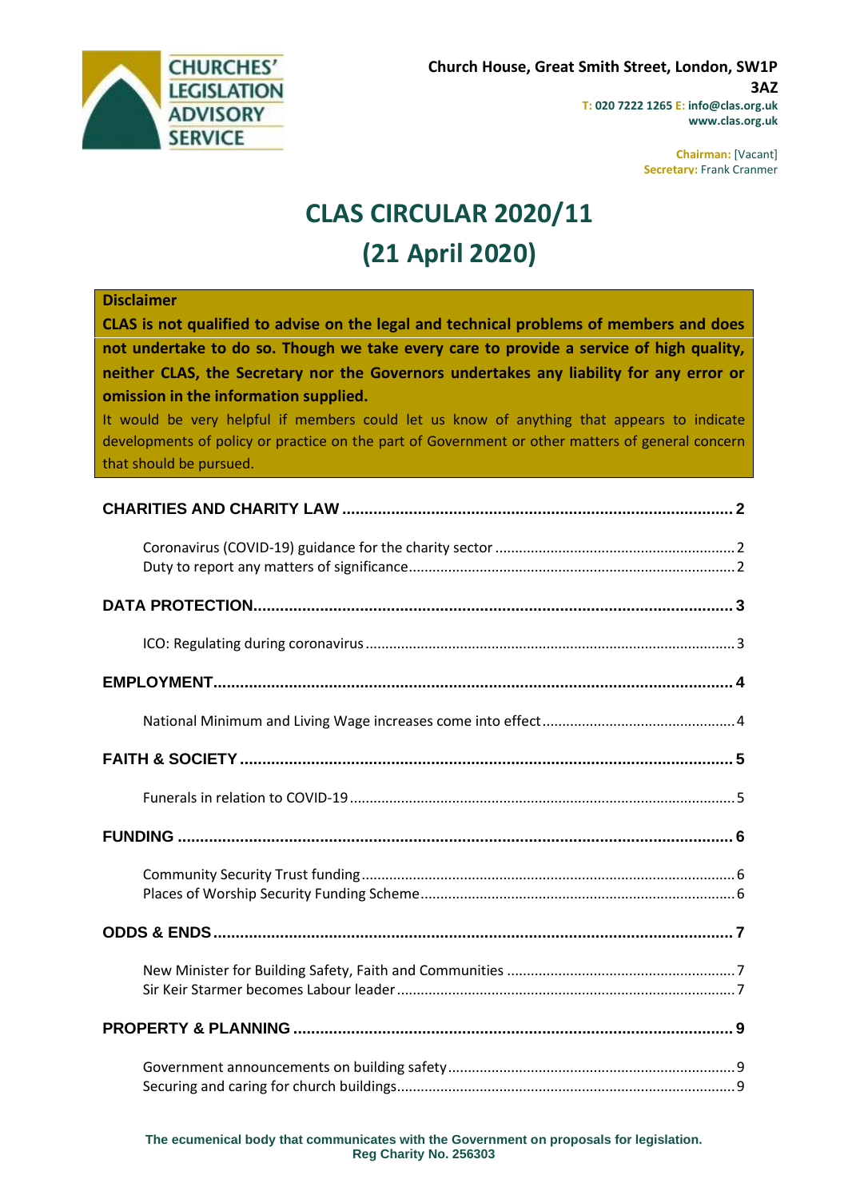CHURCHES' LEGISLATION ADVISORY SERVICE

**Church House, Great Smith Street, London, SW1P 3AZ**
**T: 020 7222 1265 E: info@clas.org.uk**
**www.clas.org.uk**

**Chairman:** [Vacant]
**Secretary:** Frank Cranmer

# CLAS CIRCULAR 2020/11
# (21 April 2020)

**Disclaimer**

**CLAS is not qualified to advise on the legal and technical problems of members and does not undertake to do so. Though we take every care to provide a service of high quality, neither CLAS, the Secretary nor the Governors undertakes any liability for any error or omission in the information supplied.**

It would be very helpful if members could let us know of anything that appears to indicate developments of policy or practice on the part of Government or other matters of general concern that should be pursued.

**CHARITIES AND CHARITY LAW** .......... 2

- Coronavirus (COVID-19) guidance for the charity sector .......... 2
- Duty to report any matters of significance .......... 2

**DATA PROTECTION** .......... 3

- ICO: Regulating during coronavirus .......... 3

**EMPLOYMENT** .......... 4

- National Minimum and Living Wage increases come into effect .......... 4

**FAITH & SOCIETY** .......... 5

- Funerals in relation to COVID-19 .......... 5

**FUNDING** .......... 6

- Community Security Trust funding .......... 6
- Places of Worship Security Funding Scheme .......... 6

**ODDS & ENDS** .......... 7

- New Minister for Building Safety, Faith and Communities .......... 7
- Sir Keir Starmer becomes Labour leader .......... 7

**PROPERTY & PLANNING** .......... 9

- Government announcements on building safety .......... 9
- Securing and caring for church buildings .......... 9

**The ecumenical body that communicates with the Government on proposals for legislation.**
**Reg Charity No. 256303**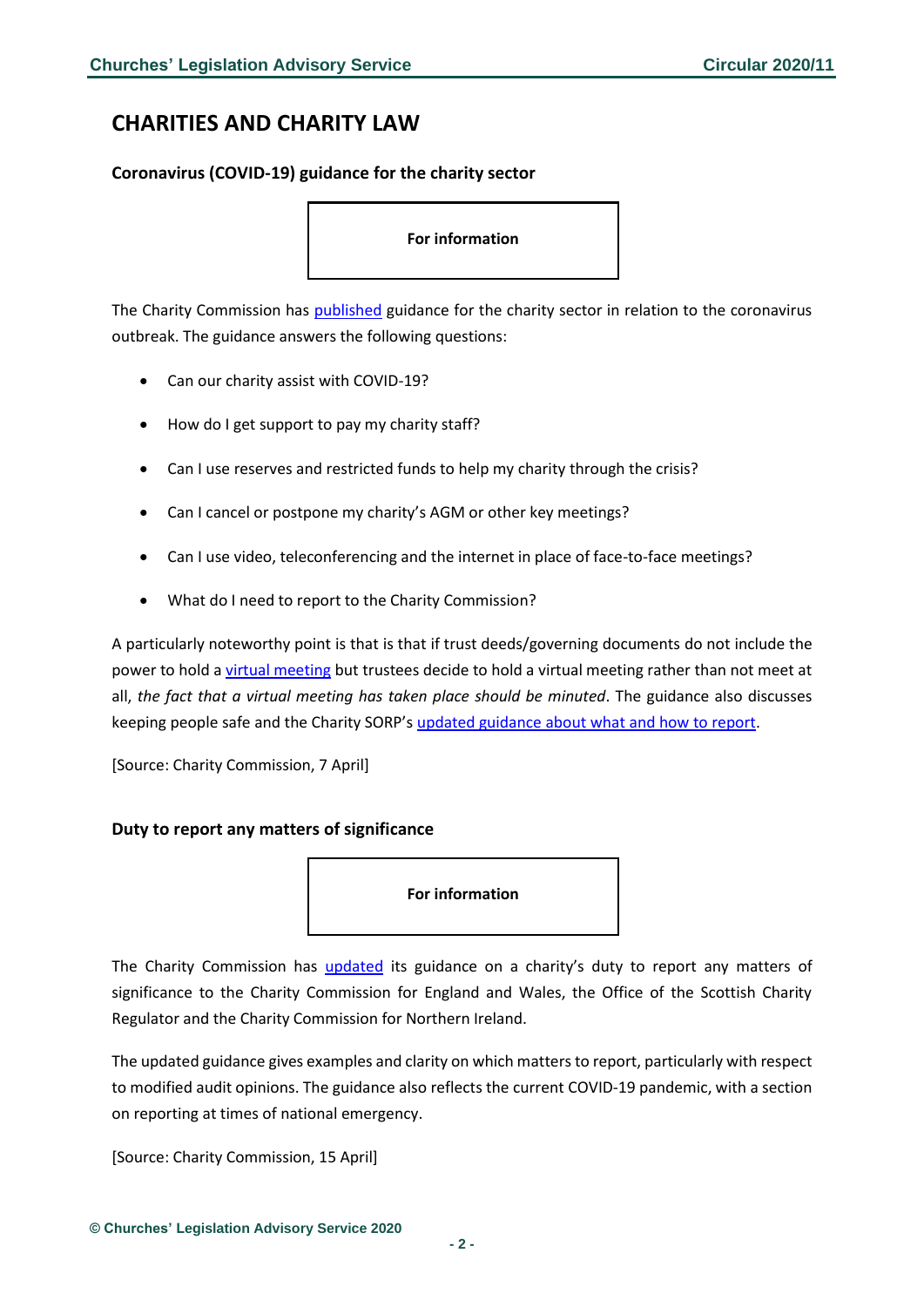# CHARITIES AND CHARITY LAW

## Coronavirus (COVID-19) guidance for the charity sector

**For information**

The Charity Commission has published guidance for the charity sector in relation to the coronavirus outbreak. The guidance answers the following questions:

- Can our charity assist with COVID-19?
- How do I get support to pay my charity staff?
- Can I use reserves and restricted funds to help my charity through the crisis?
- Can I cancel or postpone my charity's AGM or other key meetings?
- Can I use video, teleconferencing and the internet in place of face-to-face meetings?
- What do I need to report to the Charity Commission?

A particularly noteworthy point is that is that if trust deeds/governing documents do not include the power to hold a virtual meeting but trustees decide to hold a virtual meeting rather than not meet at all, *the fact that a virtual meeting has taken place should be minuted*. The guidance also discusses keeping people safe and the Charity SORP's updated guidance about what and how to report.

[Source: Charity Commission, 7 April]

## Duty to report any matters of significance

**For information**

The Charity Commission has updated its guidance on a charity's duty to report any matters of significance to the Charity Commission for England and Wales, the Office of the Scottish Charity Regulator and the Charity Commission for Northern Ireland.

The updated guidance gives examples and clarity on which matters to report, particularly with respect to modified audit opinions. The guidance also reflects the current COVID-19 pandemic, with a section on reporting at times of national emergency.

[Source: Charity Commission, 15 April]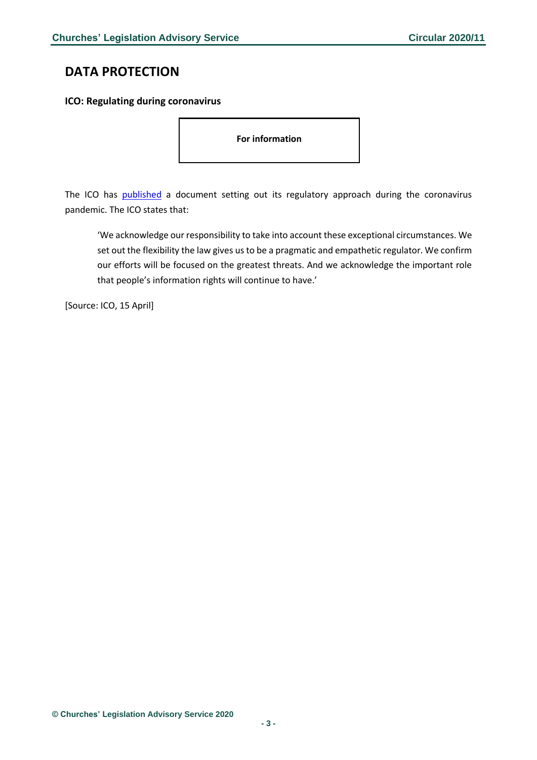# DATA PROTECTION

**ICO: Regulating during coronavirus**

**For information**

The ICO has published a document setting out its regulatory approach during the coronavirus pandemic. The ICO states that:

> 'We acknowledge our responsibility to take into account these exceptional circumstances. We set out the flexibility the law gives us to be a pragmatic and empathetic regulator. We confirm our efforts will be focused on the greatest threats. And we acknowledge the important role that people's information rights will continue to have.'

[Source: ICO, 15 April]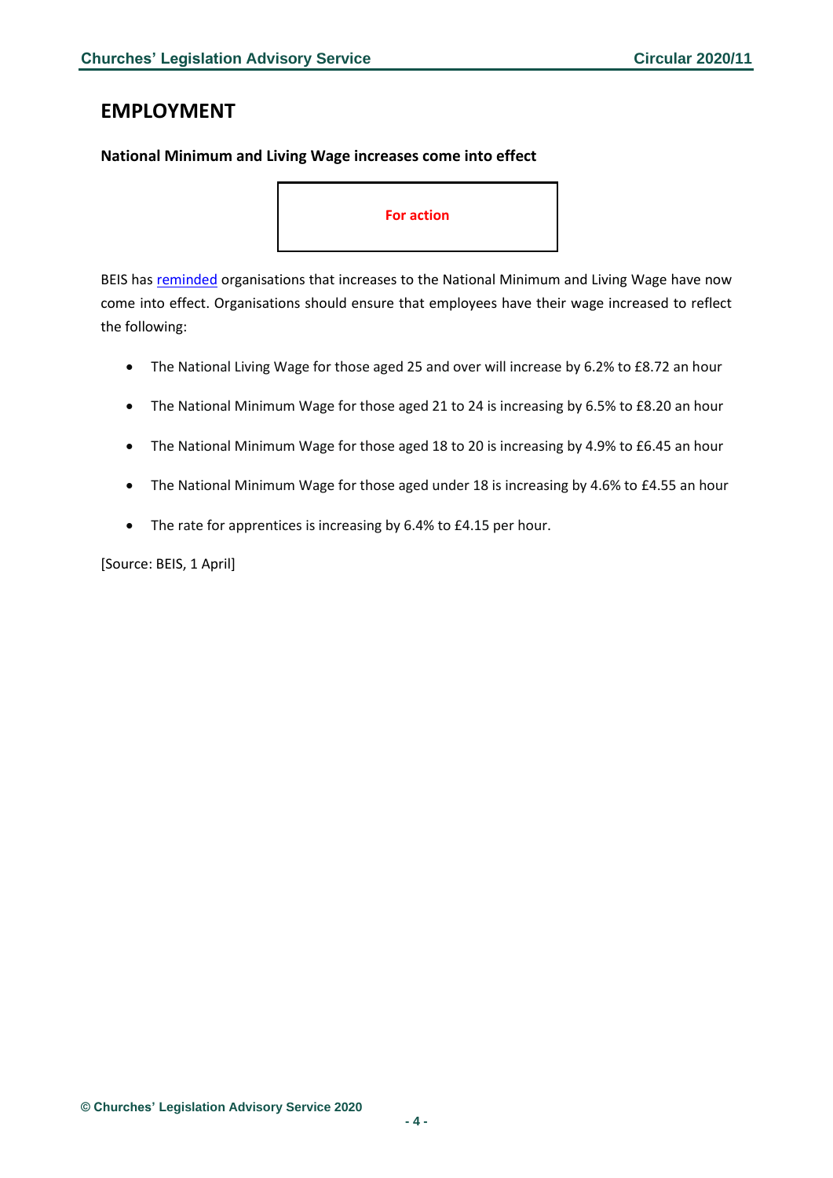# EMPLOYMENT

**National Minimum and Living Wage increases come into effect**

**For action**

BEIS has reminded organisations that increases to the National Minimum and Living Wage have now come into effect. Organisations should ensure that employees have their wage increased to reflect the following:

- The National Living Wage for those aged 25 and over will increase by 6.2% to £8.72 an hour
- The National Minimum Wage for those aged 21 to 24 is increasing by 6.5% to £8.20 an hour
- The National Minimum Wage for those aged 18 to 20 is increasing by 4.9% to £6.45 an hour
- The National Minimum Wage for those aged under 18 is increasing by 4.6% to £4.55 an hour
- The rate for apprentices is increasing by 6.4% to £4.15 per hour.

[Source: BEIS, 1 April]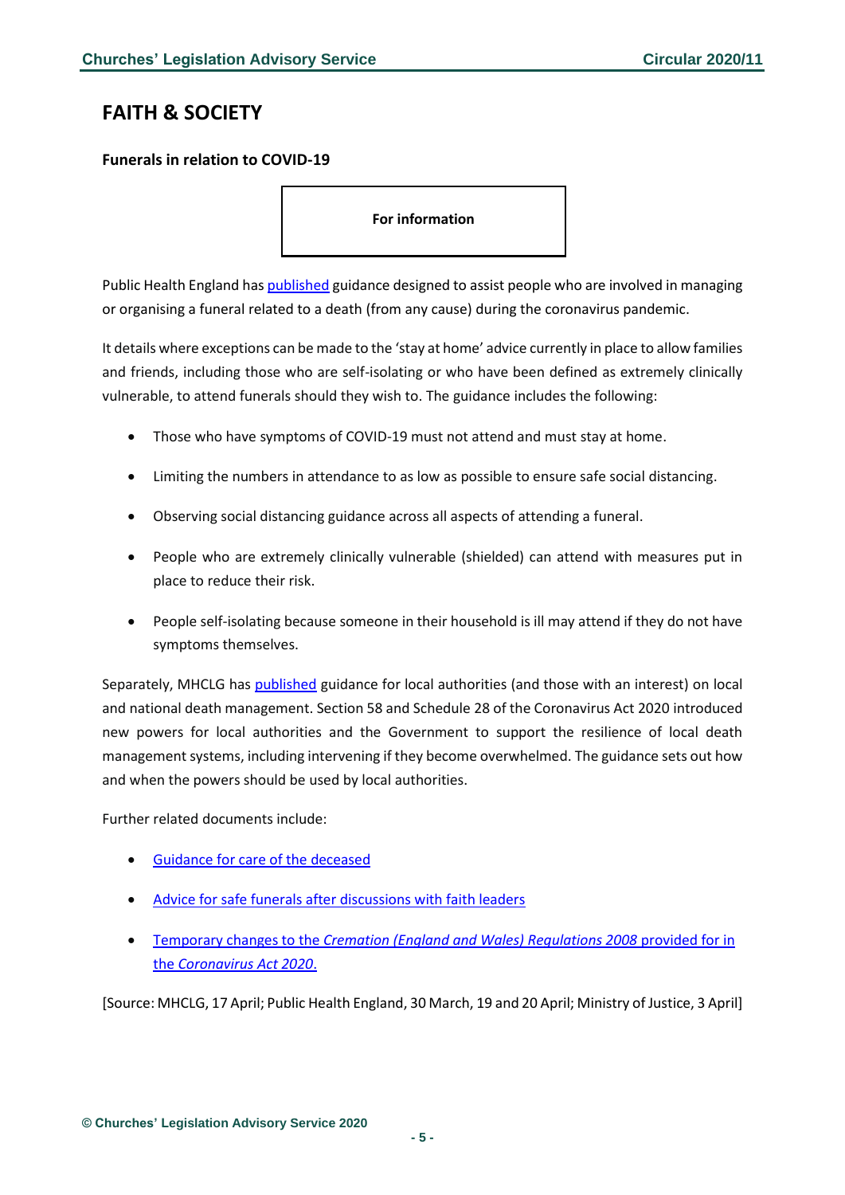# FAITH & SOCIETY

### Funerals in relation to COVID-19

**For information**

Public Health England has published guidance designed to assist people who are involved in managing or organising a funeral related to a death (from any cause) during the coronavirus pandemic.

It details where exceptions can be made to the 'stay at home' advice currently in place to allow families and friends, including those who are self-isolating or who have been defined as extremely clinically vulnerable, to attend funerals should they wish to. The guidance includes the following:

- Those who have symptoms of COVID-19 must not attend and must stay at home.
- Limiting the numbers in attendance to as low as possible to ensure safe social distancing.
- Observing social distancing guidance across all aspects of attending a funeral.
- People who are extremely clinically vulnerable (shielded) can attend with measures put in place to reduce their risk.
- People self-isolating because someone in their household is ill may attend if they do not have symptoms themselves.

Separately, MHCLG has published guidance for local authorities (and those with an interest) on local and national death management. Section 58 and Schedule 28 of the Coronavirus Act 2020 introduced new powers for local authorities and the Government to support the resilience of local death management systems, including intervening if they become overwhelmed. The guidance sets out how and when the powers should be used by local authorities.

Further related documents include:

- Guidance for care of the deceased
- Advice for safe funerals after discussions with faith leaders
- Temporary changes to the *Cremation (England and Wales) Regulations 2008* provided for in the *Coronavirus Act 2020*.

[Source: MHCLG, 17 April; Public Health England, 30 March, 19 and 20 April; Ministry of Justice, 3 April]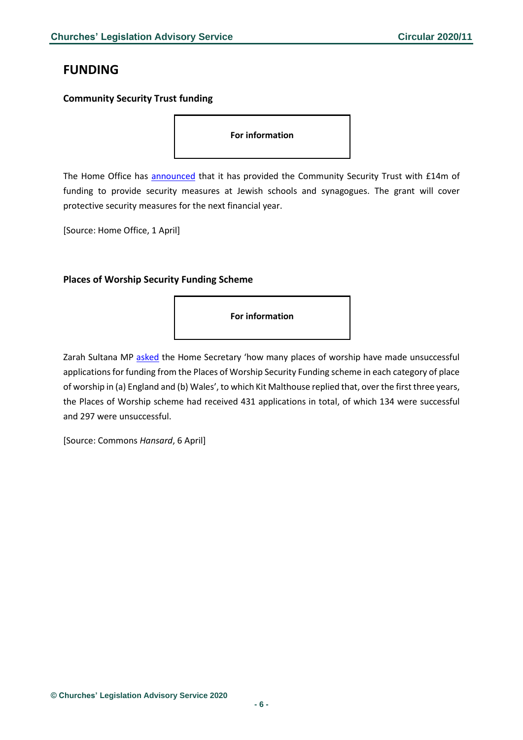# FUNDING

### Community Security Trust funding

**For information**

The Home Office has announced that it has provided the Community Security Trust with £14m of funding to provide security measures at Jewish schools and synagogues. The grant will cover protective security measures for the next financial year.

[Source: Home Office, 1 April]

### Places of Worship Security Funding Scheme

**For information**

Zarah Sultana MP asked the Home Secretary 'how many places of worship have made unsuccessful applications for funding from the Places of Worship Security Funding scheme in each category of place of worship in (a) England and (b) Wales', to which Kit Malthouse replied that, over the first three years, the Places of Worship scheme had received 431 applications in total, of which 134 were successful and 297 were unsuccessful.

[Source: Commons *Hansard*, 6 April]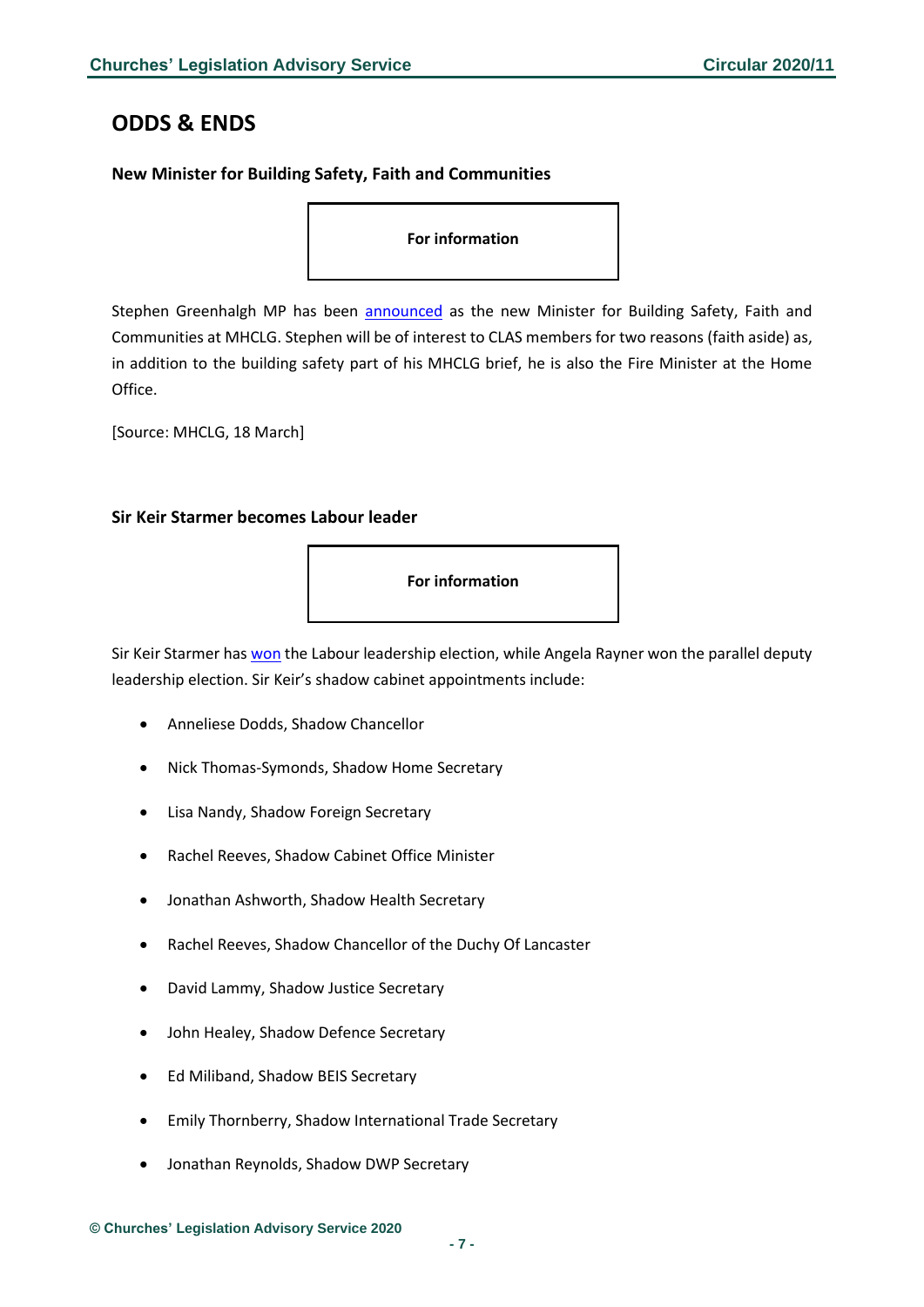## ODDS & ENDS

### New Minister for Building Safety, Faith and Communities

**For information**

Stephen Greenhalgh MP has been announced as the new Minister for Building Safety, Faith and Communities at MHCLG. Stephen will be of interest to CLAS members for two reasons (faith aside) as, in addition to the building safety part of his MHCLG brief, he is also the Fire Minister at the Home Office.

[Source: MHCLG, 18 March]

### Sir Keir Starmer becomes Labour leader

**For information**

Sir Keir Starmer has won the Labour leadership election, while Angela Rayner won the parallel deputy leadership election. Sir Keir's shadow cabinet appointments include:

- Anneliese Dodds, Shadow Chancellor
- Nick Thomas-Symonds, Shadow Home Secretary
- Lisa Nandy, Shadow Foreign Secretary
- Rachel Reeves, Shadow Cabinet Office Minister
- Jonathan Ashworth, Shadow Health Secretary
- Rachel Reeves, Shadow Chancellor of the Duchy Of Lancaster
- David Lammy, Shadow Justice Secretary
- John Healey, Shadow Defence Secretary
- Ed Miliband, Shadow BEIS Secretary
- Emily Thornberry, Shadow International Trade Secretary
- Jonathan Reynolds, Shadow DWP Secretary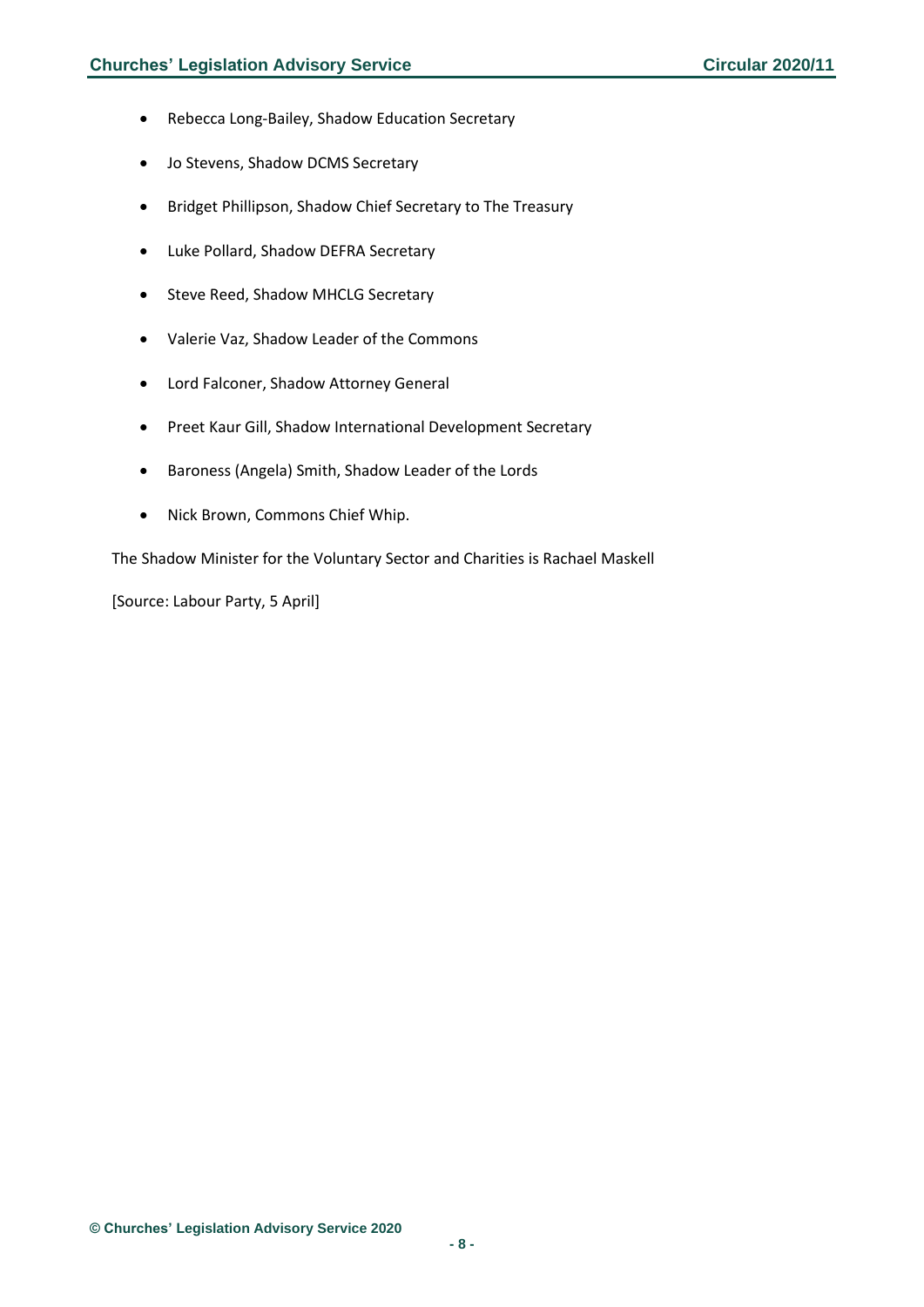- Rebecca Long-Bailey, Shadow Education Secretary
- Jo Stevens, Shadow DCMS Secretary
- Bridget Phillipson, Shadow Chief Secretary to The Treasury
- Luke Pollard, Shadow DEFRA Secretary
- Steve Reed, Shadow MHCLG Secretary
- Valerie Vaz, Shadow Leader of the Commons
- Lord Falconer, Shadow Attorney General
- Preet Kaur Gill, Shadow International Development Secretary
- Baroness (Angela) Smith, Shadow Leader of the Lords
- Nick Brown, Commons Chief Whip.

The Shadow Minister for the Voluntary Sector and Charities is Rachael Maskell

[Source: Labour Party, 5 April]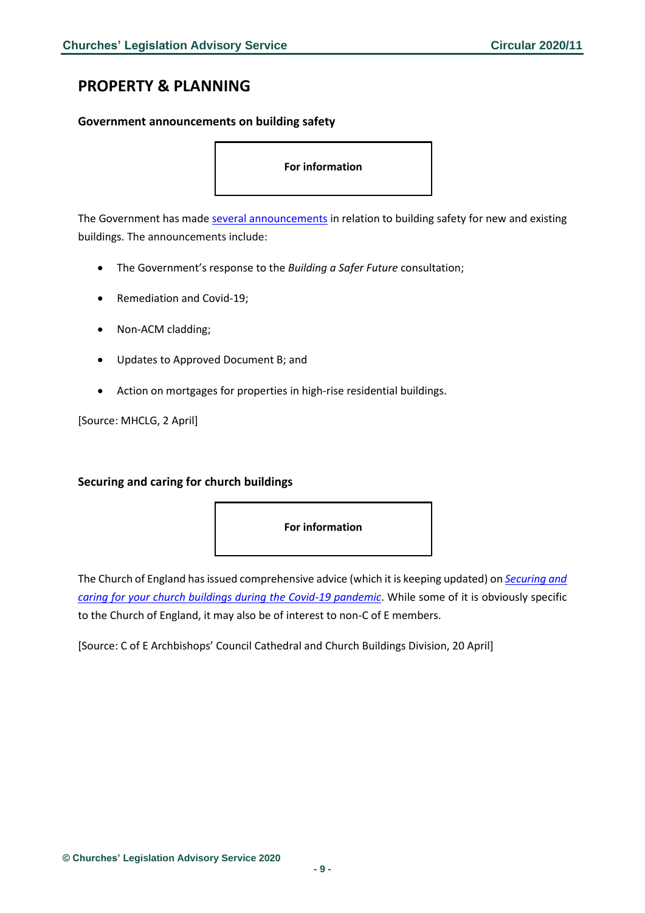# PROPERTY & PLANNING

### Government announcements on building safety

**For information**

The Government has made several announcements in relation to building safety for new and existing buildings. The announcements include:

- The Government's response to the *Building a Safer Future* consultation;
- Remediation and Covid-19;
- Non-ACM cladding;
- Updates to Approved Document B; and
- Action on mortgages for properties in high-rise residential buildings.

[Source: MHCLG, 2 April]

### Securing and caring for church buildings

**For information**

The Church of England has issued comprehensive advice (which it is keeping updated) on *Securing and caring for your church buildings during the Covid-19 pandemic*. While some of it is obviously specific to the Church of England, it may also be of interest to non-C of E members.

[Source: C of E Archbishops' Council Cathedral and Church Buildings Division, 20 April]